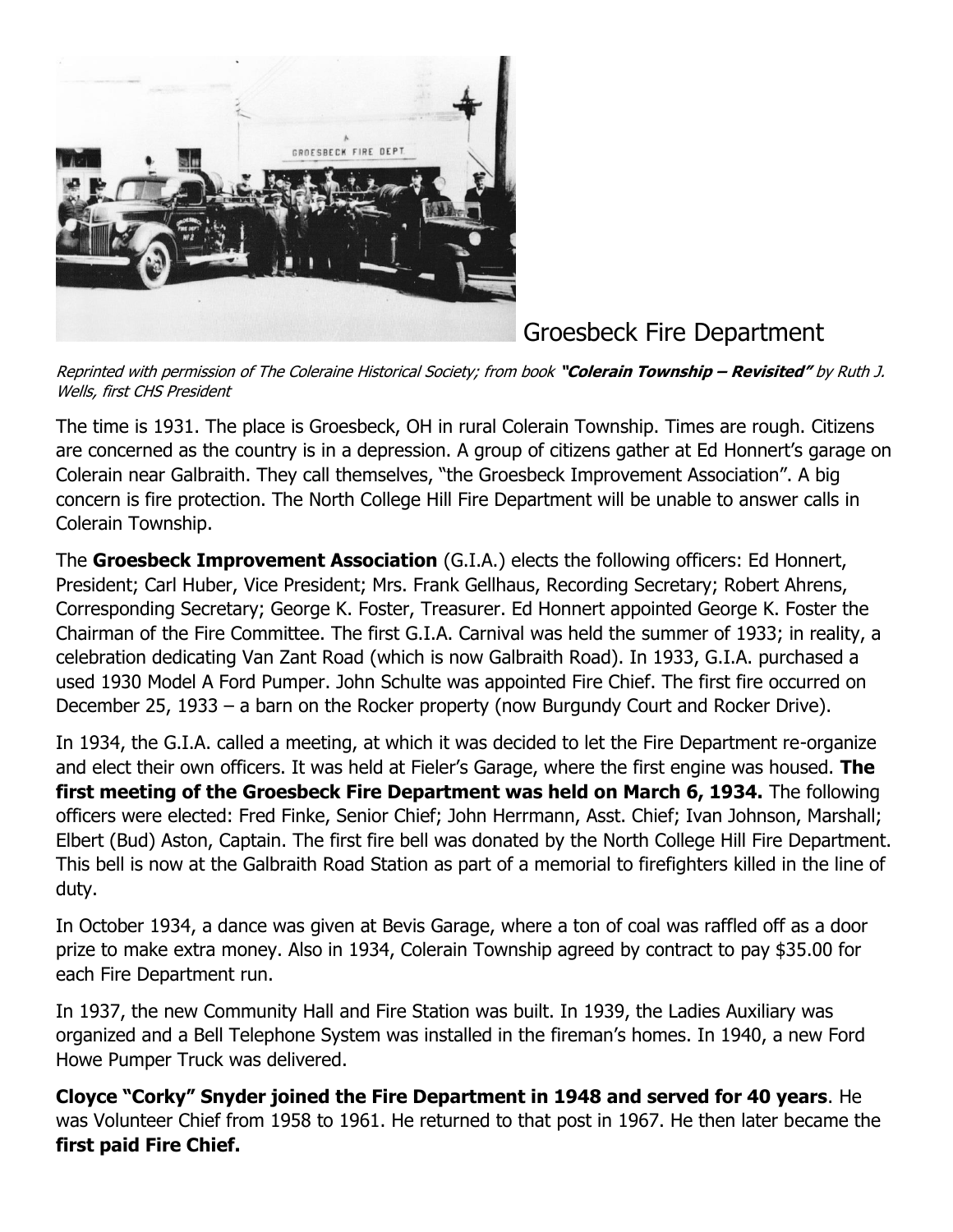# Groesbeck Fire Department

*Reprinted with permission of The Coleraine Historical Society; from book* ***"Colerain Township – Revisited"*** *by Ruth J. Wells, first CHS President*

The time is 1931. The place is Groesbeck, OH in rural Colerain Township. Times are rough. Citizens are concerned as the country is in a depression. A group of citizens gather at Ed Honnert's garage on Colerain near Galbraith. They call themselves, "the Groesbeck Improvement Association". A big concern is fire protection. The North College Hill Fire Department will be unable to answer calls in Colerain Township.

The **Groesbeck Improvement Association** (G.I.A.) elects the following officers: Ed Honnert, President; Carl Huber, Vice President; Mrs. Frank Gellhaus, Recording Secretary; Robert Ahrens, Corresponding Secretary; George K. Foster, Treasurer. Ed Honnert appointed George K. Foster the Chairman of the Fire Committee. The first G.I.A. Carnival was held the summer of 1933; in reality, a celebration dedicating Van Zant Road (which is now Galbraith Road). In 1933, G.I.A. purchased a used 1930 Model A Ford Pumper. John Schulte was appointed Fire Chief. The first fire occurred on December 25, 1933 – a barn on the Rocker property (now Burgundy Court and Rocker Drive).

In 1934, the G.I.A. called a meeting, at which it was decided to let the Fire Department re-organize and elect their own officers. It was held at Fieler's Garage, where the first engine was housed. **The first meeting of the Groesbeck Fire Department was held on March 6, 1934.** The following officers were elected: Fred Finke, Senior Chief; John Herrmann, Asst. Chief; Ivan Johnson, Marshall; Elbert (Bud) Aston, Captain. The first fire bell was donated by the North College Hill Fire Department. This bell is now at the Galbraith Road Station as part of a memorial to firefighters killed in the line of duty.

In October 1934, a dance was given at Bevis Garage, where a ton of coal was raffled off as a door prize to make extra money. Also in 1934, Colerain Township agreed by contract to pay $35.00 for each Fire Department run.

In 1937, the new Community Hall and Fire Station was built. In 1939, the Ladies Auxiliary was organized and a Bell Telephone System was installed in the fireman's homes. In 1940, a new Ford Howe Pumper Truck was delivered.

**Cloyce "Corky" Snyder joined the Fire Department in 1948 and served for 40 years**. He was Volunteer Chief from 1958 to 1961. He returned to that post in 1967. He then later became the **first paid Fire Chief.**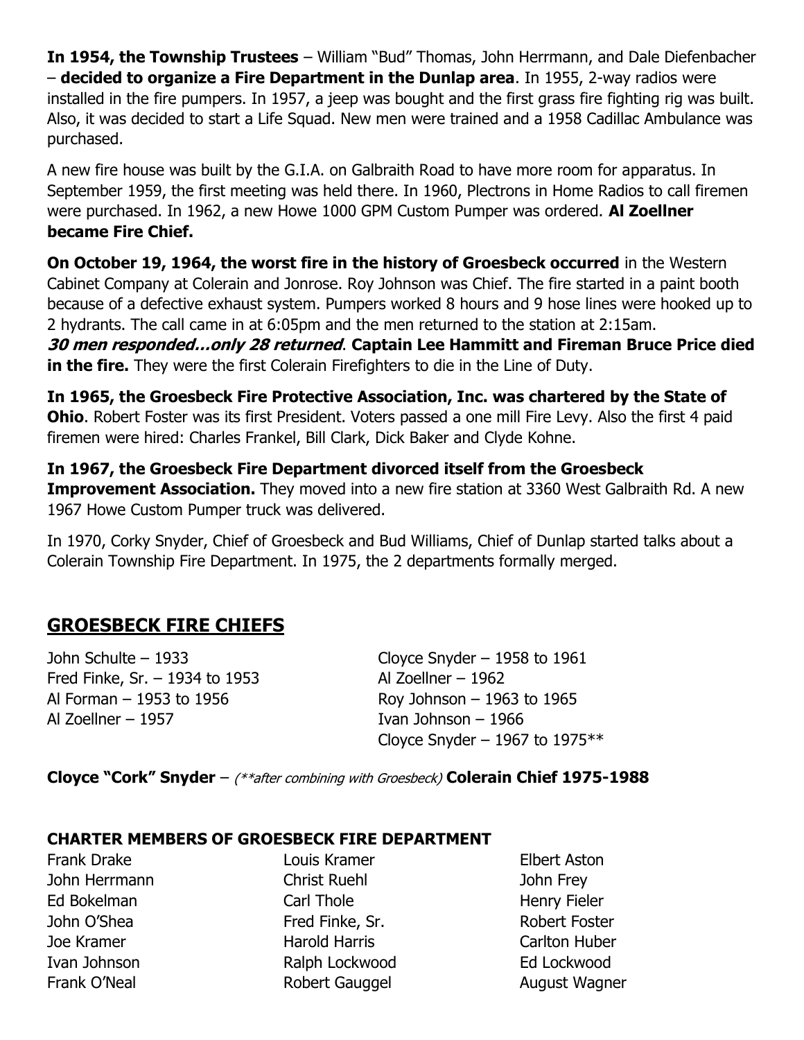**In 1954, the Township Trustees** – William "Bud" Thomas, John Herrmann, and Dale Diefenbacher – **decided to organize a Fire Department in the Dunlap area**. In 1955, 2-way radios were installed in the fire pumpers. In 1957, a jeep was bought and the first grass fire fighting rig was built. Also, it was decided to start a Life Squad. New men were trained and a 1958 Cadillac Ambulance was purchased.

A new fire house was built by the G.I.A. on Galbraith Road to have more room for apparatus. In September 1959, the first meeting was held there. In 1960, Plectrons in Home Radios to call firemen were purchased. In 1962, a new Howe 1000 GPM Custom Pumper was ordered. **Al Zoellner became Fire Chief.**

**On October 19, 1964, the worst fire in the history of Groesbeck occurred** in the Western Cabinet Company at Colerain and Jonrose. Roy Johnson was Chief. The fire started in a paint booth because of a defective exhaust system. Pumpers worked 8 hours and 9 hose lines were hooked up to 2 hydrants. The call came in at 6:05pm and the men returned to the station at 2:15am. ***30 men responded…only 28 returned***. **Captain Lee Hammitt and Fireman Bruce Price died in the fire.** They were the first Colerain Firefighters to die in the Line of Duty.

**In 1965, the Groesbeck Fire Protective Association, Inc. was chartered by the State of Ohio**. Robert Foster was its first President. Voters passed a one mill Fire Levy. Also the first 4 paid firemen were hired: Charles Frankel, Bill Clark, Dick Baker and Clyde Kohne.

**In 1967, the Groesbeck Fire Department divorced itself from the Groesbeck Improvement Association.** They moved into a new fire station at 3360 West Galbraith Rd. A new 1967 Howe Custom Pumper truck was delivered.

In 1970, Corky Snyder, Chief of Groesbeck and Bud Williams, Chief of Dunlap started talks about a Colerain Township Fire Department. In 1975, the 2 departments formally merged.

## GROESBECK FIRE CHIEFS

John Schulte – 1933
Fred Finke, Sr. – 1934 to 1953
Al Forman – 1953 to 1956
Al Zoellner – 1957
Cloyce Snyder – 1958 to 1961
Al Zoellner – 1962
Roy Johnson – 1963 to 1965
Ivan Johnson – 1966
Cloyce Snyder – 1967 to 1975**

**Cloyce "Cork" Snyder** – *(**after combining with Groesbeck)* **Colerain Chief 1975-1988**

### CHARTER MEMBERS OF GROESBECK FIRE DEPARTMENT

Frank Drake
John Herrmann
Ed Bokelman
John O'Shea
Joe Kramer
Ivan Johnson
Frank O'Neal
Louis Kramer
Christ Ruehl
Carl Thole
Fred Finke, Sr.
Harold Harris
Ralph Lockwood
Robert Gauggel
Elbert Aston
John Frey
Henry Fieler
Robert Foster
Carlton Huber
Ed Lockwood
August Wagner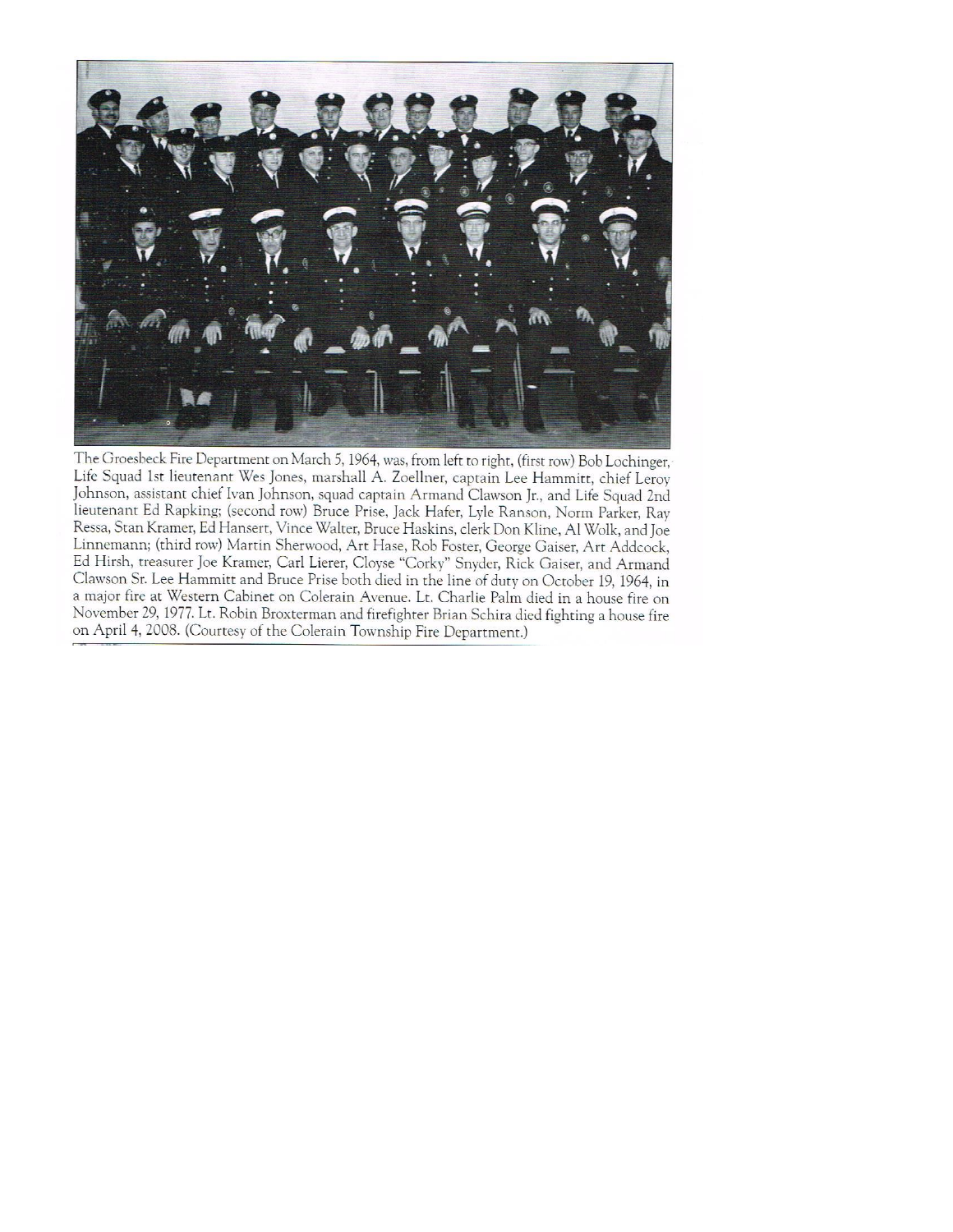The Groesbeck Fire Department on March 5, 1964, was, from left to right, (first row) Bob Lochinger, Life Squad 1st lieutenant Wes Jones, marshall A. Zoellner, captain Lee Hammitt, chief Leroy Johnson, assistant chief Ivan Johnson, squad captain Armand Clawson Jr., and Life Squad 2nd lieutenant Ed Rapking; (second row) Bruce Prise, Jack Hafer, Lyle Ranson, Norm Parker, Ray Ressa, Stan Kramer, Ed Hansert, Vince Walter, Bruce Haskins, clerk Don Kline, Al Wolk, and Joe Linnemann; (third row) Martin Sherwood, Art Hase, Rob Foster, George Gaiser, Art Addcock, Ed Hirsh, treasurer Joe Kramer, Carl Lierer, Cloyse "Corky" Snyder, Rick Gaiser, and Armand Clawson Sr. Lee Hammitt and Bruce Prise both died in the line of duty on October 19, 1964, in a major fire at Western Cabinet on Colerain Avenue. Lt. Charlie Palm died in a house fire on November 29, 1977. Lt. Robin Broxterman and firefighter Brian Schira died fighting a house fire on April 4, 2008. (Courtesy of the Colerain Township Fire Department.)